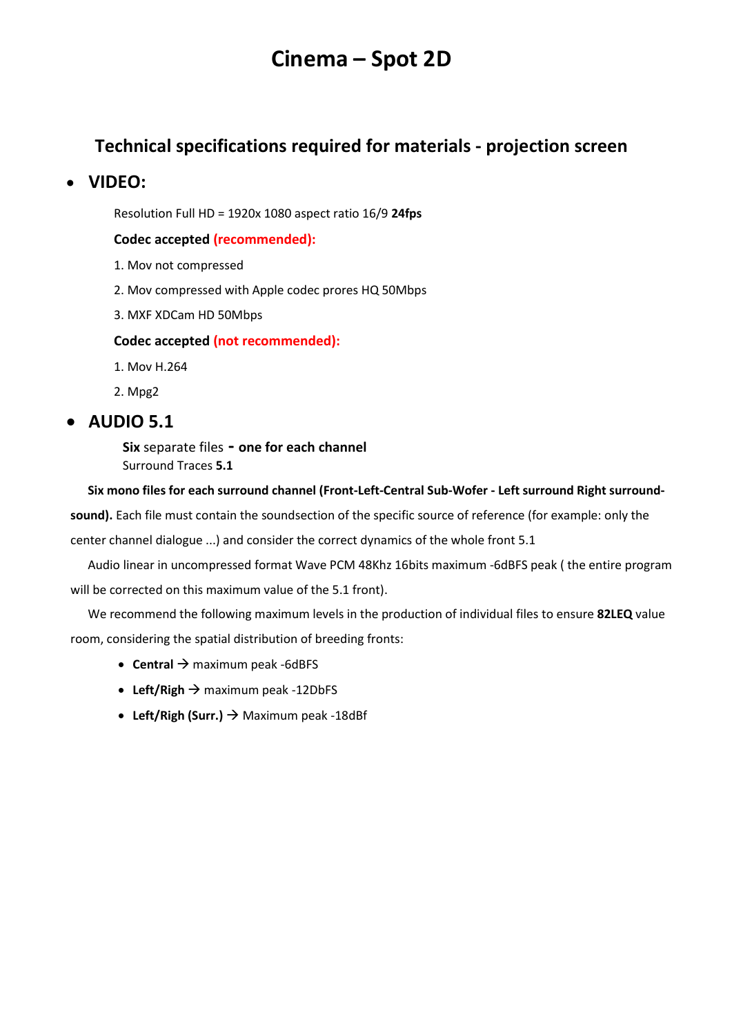# Cinema – Spot 2D

## Technical specifications required for materials - projection screen

- ## VIDEO:

  Resolution Full HD = 1920x 1080 aspect ratio 16/9 **24fps**

  **Codec accepted (recommended):**

  1. Mov not compressed
  2. Mov compressed with Apple codec prores HQ 50Mbps
  3. MXF XDCam HD 50Mbps

  **Codec accepted (not recommended):**

  1. Mov H.264
  2. Mpg2

- ## AUDIO 5.1

  **Six** separate files **- one for each channel**
  Surround Traces **5.1**

**Six mono files for each surround channel (Front-Left-Central Sub-Wofer - Left surround Right surround-sound).** Each file must contain the soundsection of the specific source of reference (for example: only the center channel dialogue ...) and consider the correct dynamics of the whole front 5.1

Audio linear in uncompressed format Wave PCM 48Khz 16bits maximum -6dBFS peak ( the entire program will be corrected on this maximum value of the 5.1 front).

We recommend the following maximum levels in the production of individual files to ensure **82LEQ** value room, considering the spatial distribution of breeding fronts:

- **Central** → maximum peak -6dBFS
- **Left/Righ** → maximum peak -12DbFS
- **Left/Righ (Surr.)** → Maximum peak -18dBf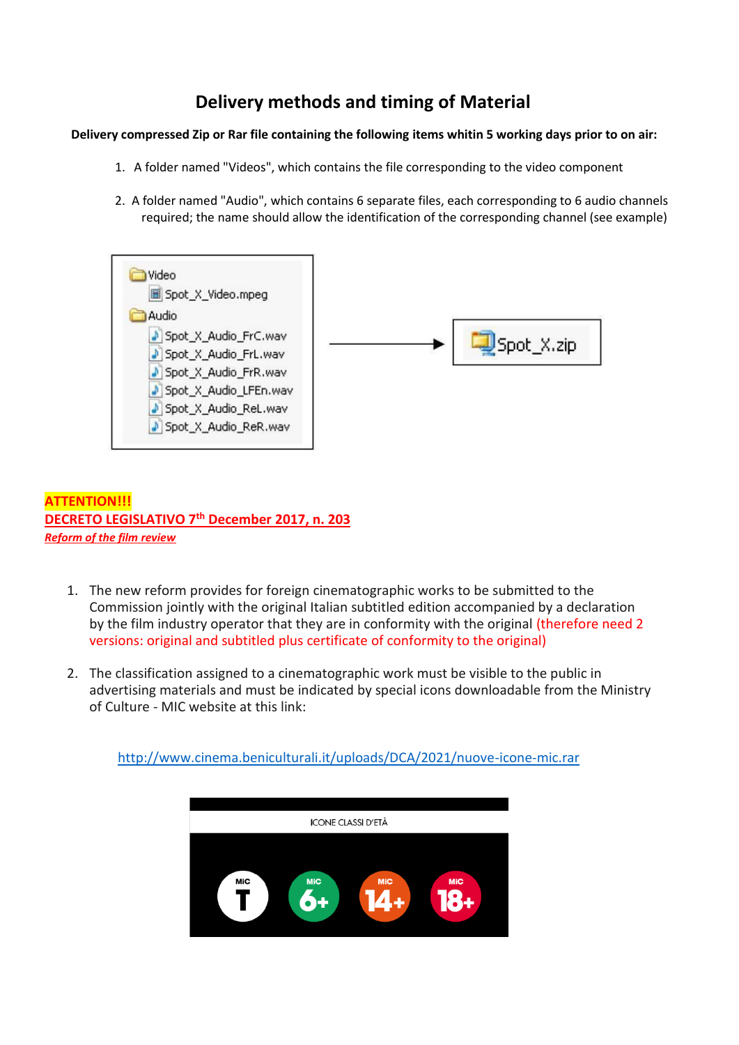# Delivery methods and timing of Material

**Delivery compressed Zip or Rar file containing the following items whitin 5 working days prior to on air:**

1. A folder named "Videos", which contains the file corresponding to the video component
2. A folder named "Audio", which contains 6 separate files, each corresponding to 6 audio channels required; the name should allow the identification of the corresponding channel (see example)

```
Video
    Spot_X_Video.mpeg
Audio
    Spot_X_Audio_FrC.wav
    Spot_X_Audio_FrL.wav
    Spot_X_Audio_FrR.wav
    Spot_X_Audio_LFEn.wav
    Spot_X_Audio_ReL.wav
    Spot_X_Audio_ReR.wav
```

→ Spot_X.zip

**ATTENTION!!!**
**DECRETO LEGISLATIVO 7th December 2017, n. 203**
***Reform of the film review***

1. The new reform provides for foreign cinematographic works to be submitted to the Commission jointly with the original Italian subtitled edition accompanied by a declaration by the film industry operator that they are in conformity with the original (therefore need 2 versions: original and subtitled plus certificate of conformity to the original)
2. The classification assigned to a cinematographic work must be visible to the public in advertising materials and must be indicated by special icons downloadable from the Ministry of Culture - MIC website at this link:

http://www.cinema.beniculturali.it/uploads/DCA/2021/nuove-icone-mic.rar

ICONE CLASSI D'ETÀ

MiC T | MiC 6+ | MiC 14+ | MiC 18+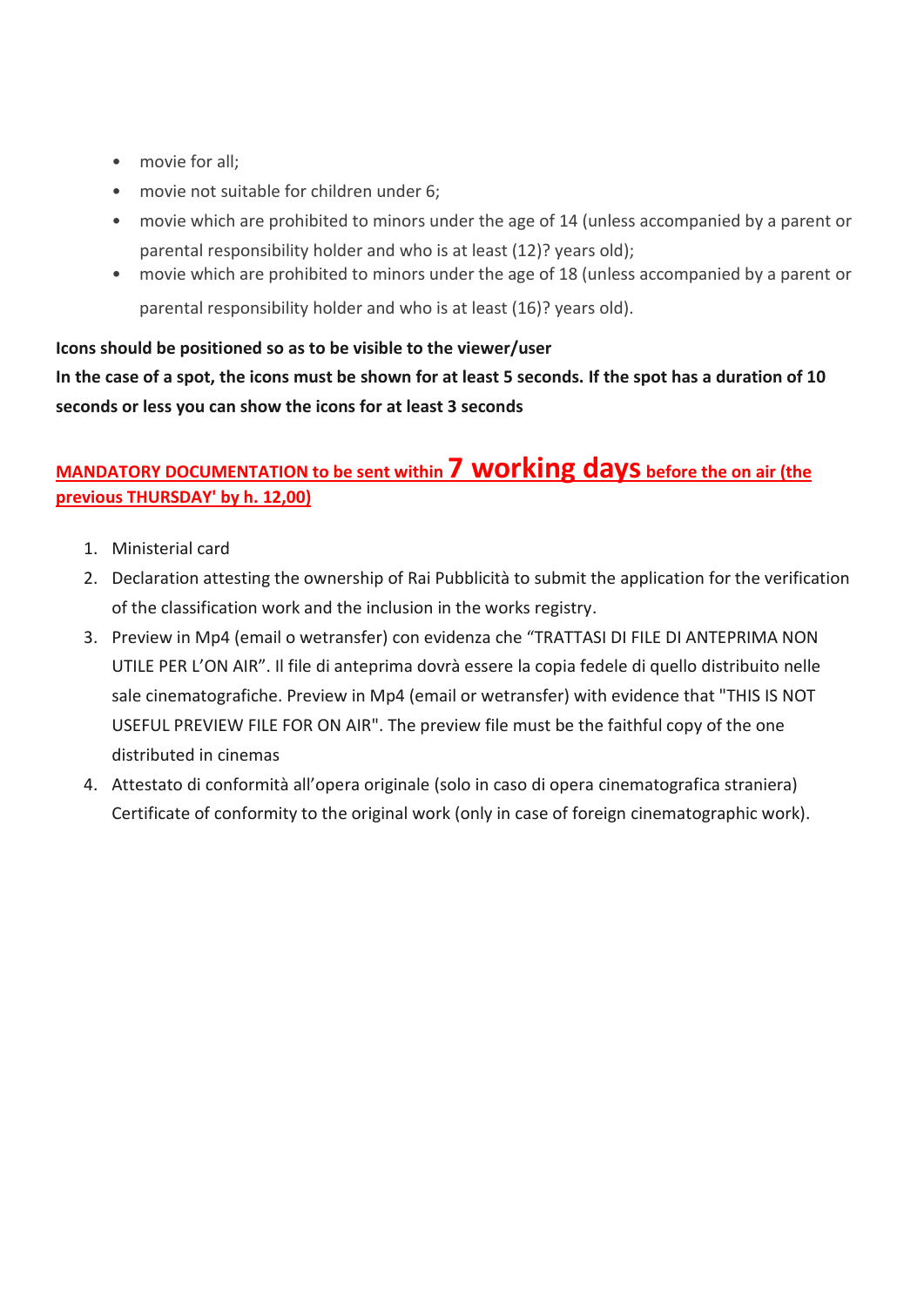- movie for all;
- movie not suitable for children under 6;
- movie which are prohibited to minors under the age of 14 (unless accompanied by a parent or parental responsibility holder and who is at least (12)? years old);
- movie which are prohibited to minors under the age of 18 (unless accompanied by a parent or parental responsibility holder and who is at least (16)? years old).

**Icons should be positioned so as to be visible to the viewer/user**
**In the case of a spot, the icons must be shown for at least 5 seconds. If the spot has a duration of 10 seconds or less you can show the icons for at least 3 seconds**

**MANDATORY DOCUMENTATION to be sent within 7 working days before the on air (the previous THURSDAY' by h. 12,00)**

1. Ministerial card
2. Declaration attesting the ownership of Rai Pubblicità to submit the application for the verification of the classification work and the inclusion in the works registry.
3. Preview in Mp4 (email o wetransfer) con evidenza che "TRATTASI DI FILE DI ANTEPRIMA NON UTILE PER L'ON AIR". Il file di anteprima dovrà essere la copia fedele di quello distribuito nelle sale cinematografiche. Preview in Mp4 (email or wetransfer) with evidence that "THIS IS NOT USEFUL PREVIEW FILE FOR ON AIR". The preview file must be the faithful copy of the one distributed in cinemas
4. Attestato di conformità all'opera originale (solo in caso di opera cinematografica straniera) Certificate of conformity to the original work (only in case of foreign cinematographic work).